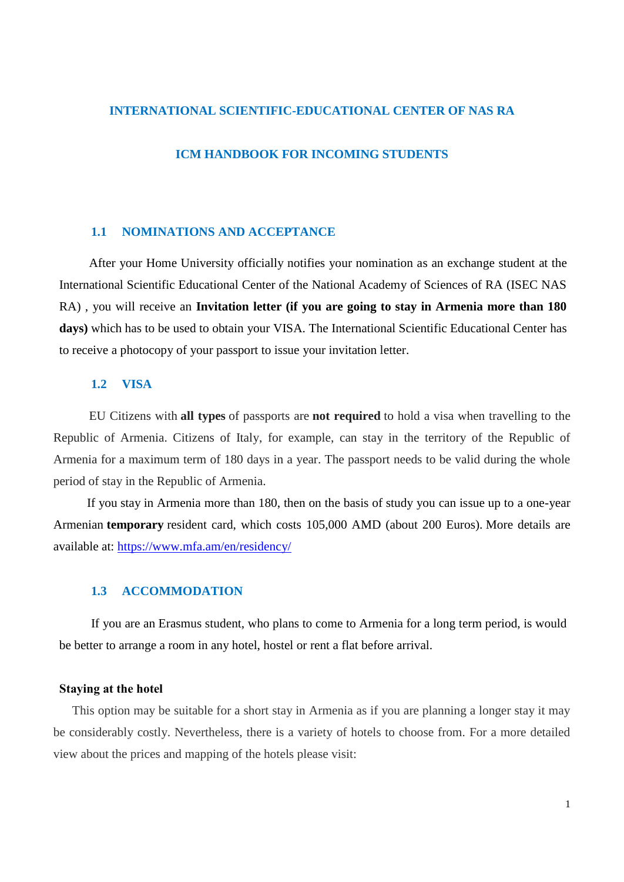# INTERNATIONAL SCIENTIFIC-EDUCATIONAL CENTER OF NAS RA

# ICM HANDBOOK FOR INCOMING STUDENTS

## 1.1 NOMINATIONS AND ACCEPTANCE

After your Home University officially notifies your nomination as an exchange student at the International Scientific Educational Center of the National Academy of Sciences of RA (ISEC NAS RA) , you will receive an **Invitation letter (if you are going to stay in Armenia more than 180 days)** which has to be used to obtain your VISA. The International Scientific Educational Center has to receive a photocopy of your passport to issue your invitation letter.

## 1.2 VISA

EU Citizens with **all types** of passports are **not required** to hold a visa when travelling to the Republic of Armenia. Citizens of Italy, for example, can stay in the territory of the Republic of Armenia for a maximum term of 180 days in a year. The passport needs to be valid during the whole period of stay in the Republic of Armenia.

If you stay in Armenia more than 180, then on the basis of study you can issue up to a one-year Armenian **temporary** resident card, which costs 105,000 AMD (about 200 Euros). More details are available at: https://www.mfa.am/en/residency/

## 1.3 ACCOMMODATION

If you are an Erasmus student, who plans to come to Armenia for a long term period, is would be better to arrange a room in any hotel, hostel or rent a flat before arrival.

**Staying at the hotel**

This option may be suitable for a short stay in Armenia as if you are planning a longer stay it may be considerably costly. Nevertheless, there is a variety of hotels to choose from. For a more detailed view about the prices and mapping of the hotels please visit: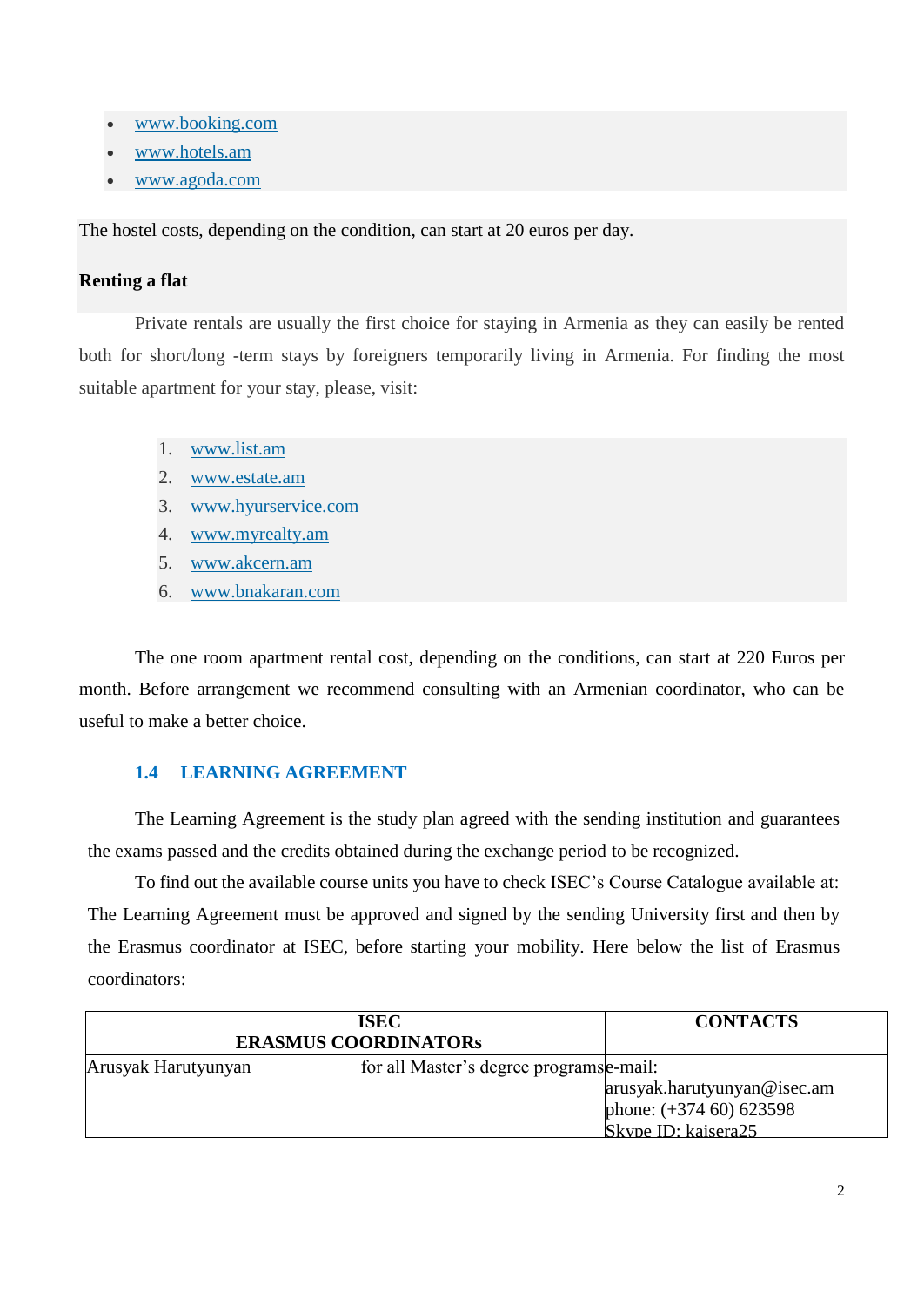- www.booking.com
- www.hotels.am
- www.agoda.com

The hostel costs, depending on the condition, can start at 20 euros per day.

**Renting a flat**

Private rentals are usually the first choice for staying in Armenia as they can easily be rented both for short/long -term stays by foreigners temporarily living in Armenia. For finding the most suitable apartment for your stay, please, visit:

1. www.list.am
2. www.estate.am
3. www.hyurservice.com
4. www.myrealty.am
5. www.akcern.am
6. www.bnakaran.com

The one room apartment rental cost, depending on the conditions, can start at 220 Euros per month. Before arrangement we recommend consulting with an Armenian coordinator, who can be useful to make a better choice.

### 1.4 LEARNING AGREEMENT

The Learning Agreement is the study plan agreed with the sending institution and guarantees the exams passed and the credits obtained during the exchange period to be recognized.

To find out the available course units you have to check ISEC's Course Catalogue available at: The Learning Agreement must be approved and signed by the sending University first and then by the Erasmus coordinator at ISEC, before starting your mobility. Here below the list of Erasmus coordinators:

| ISEC ERASMUS COORDINATORs | | CONTACTS |
|---|---|---|
| Arusyak Harutyunyan | for all Master's degree programs | e-mail: arusyak.harutyunyan@isec.am<br>phone: (+374 60) 623598<br>Skype ID: kaisera25 |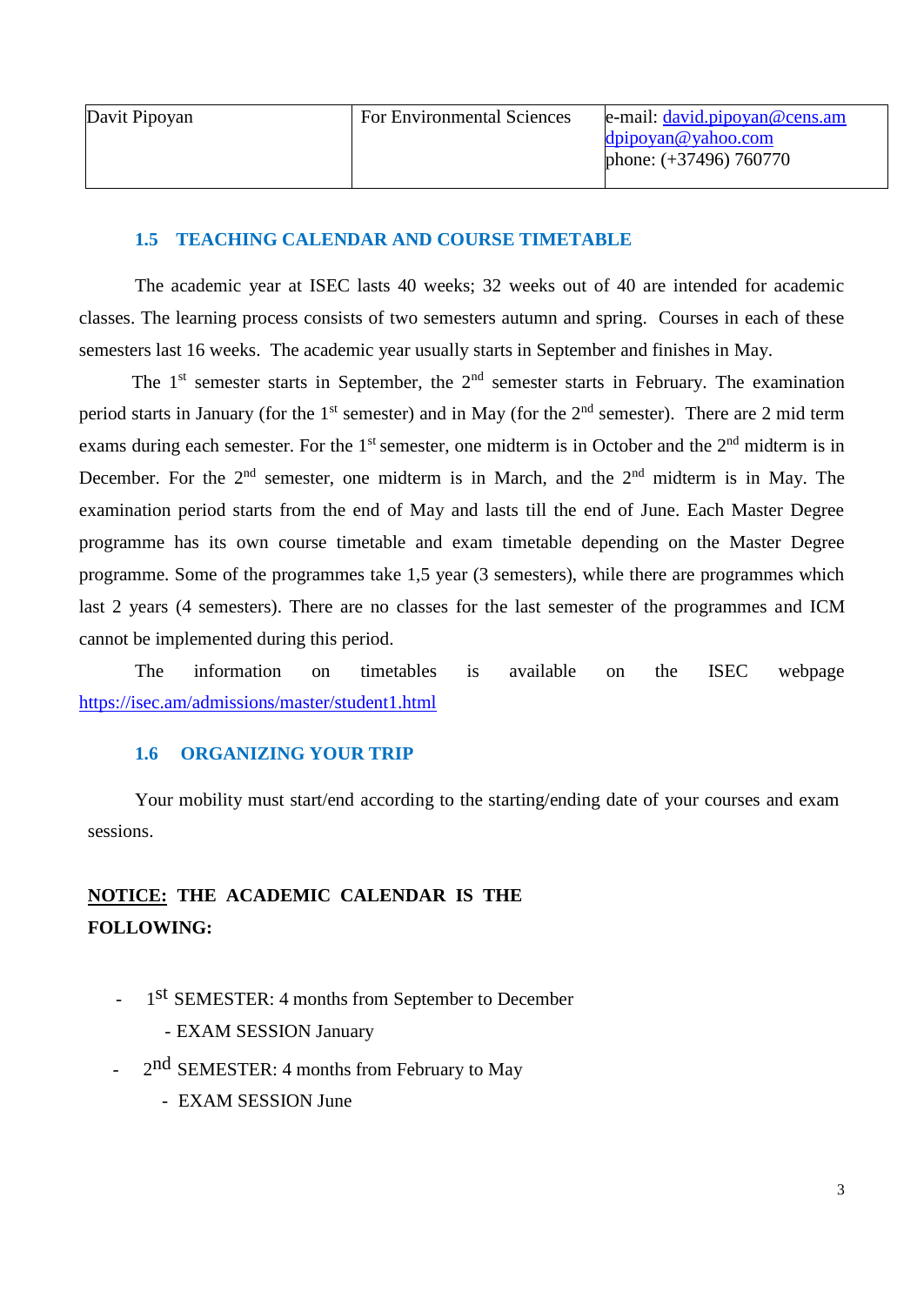| Davit Pipoyan | For Environmental Sciences | e-mail: david.pipoyan@cens.am<br>dpipoyan@yahoo.com<br>phone: (+37496) 760770 |
|---|---|---|

### 1.5 TEACHING CALENDAR AND COURSE TIMETABLE

The academic year at ISEC lasts 40 weeks; 32 weeks out of 40 are intended for academic classes. The learning process consists of two semesters autumn and spring. Courses in each of these semesters last 16 weeks. The academic year usually starts in September and finishes in May.

The 1st semester starts in September, the 2nd semester starts in February. The examination period starts in January (for the 1st semester) and in May (for the 2nd semester). There are 2 mid term exams during each semester. For the 1st semester, one midterm is in October and the 2nd midterm is in December. For the 2nd semester, one midterm is in March, and the 2nd midterm is in May. The examination period starts from the end of May and lasts till the end of June. Each Master Degree programme has its own course timetable and exam timetable depending on the Master Degree programme. Some of the programmes take 1,5 year (3 semesters), while there are programmes which last 2 years (4 semesters). There are no classes for the last semester of the programmes and ICM cannot be implemented during this period.

The information on timetables is available on the ISEC webpage https://isec.am/admissions/master/student1.html

### 1.6 ORGANIZING YOUR TRIP

Your mobility must start/end according to the starting/ending date of your courses and exam sessions.

**<u>NOTICE:</u> THE ACADEMIC CALENDAR IS THE FOLLOWING:**

- 1st SEMESTER: 4 months from September to December
  - EXAM SESSION January
- 2nd SEMESTER: 4 months from February to May
  - EXAM SESSION June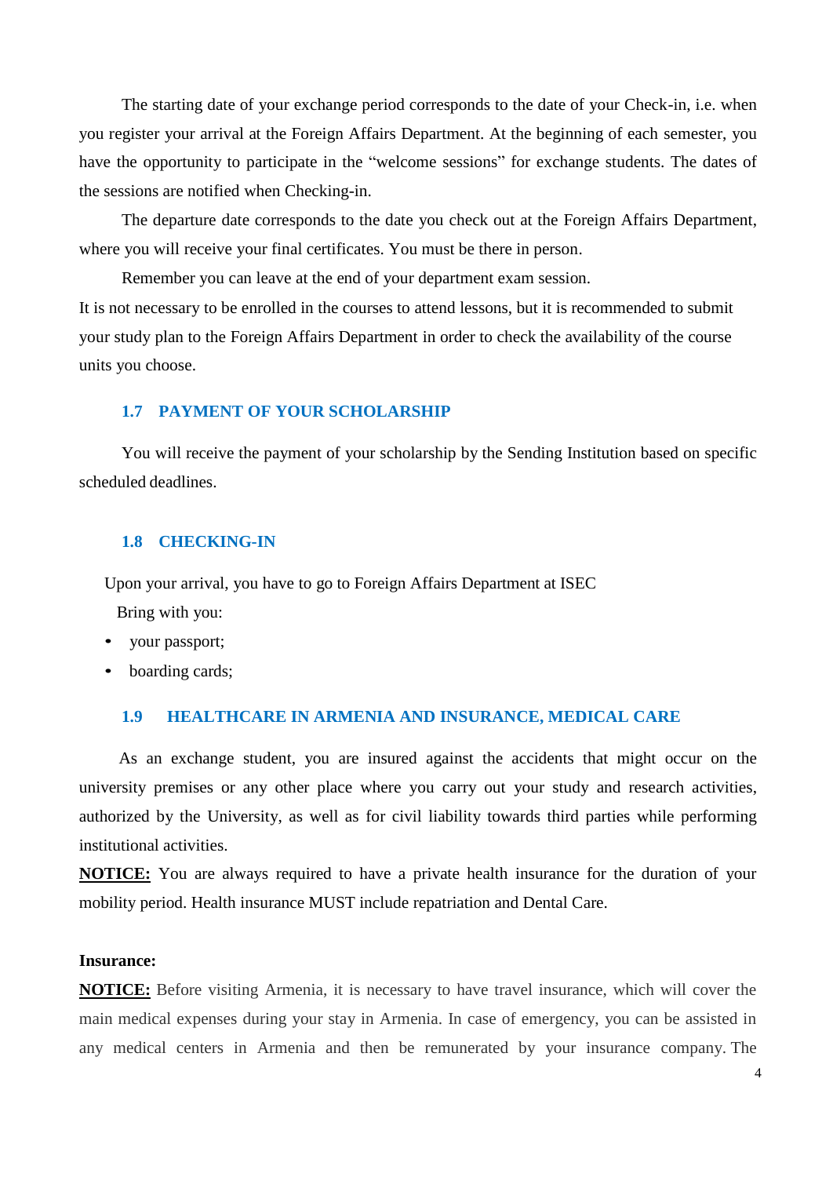The starting date of your exchange period corresponds to the date of your Check-in, i.e. when you register your arrival at the Foreign Affairs Department. At the beginning of each semester, you have the opportunity to participate in the "welcome sessions" for exchange students. The dates of the sessions are notified when Checking-in.

The departure date corresponds to the date you check out at the Foreign Affairs Department, where you will receive your final certificates. You must be there in person.

Remember you can leave at the end of your department exam session.

It is not necessary to be enrolled in the courses to attend lessons, but it is recommended to submit your study plan to the Foreign Affairs Department in order to check the availability of the course units you choose.

### 1.7 PAYMENT OF YOUR SCHOLARSHIP

You will receive the payment of your scholarship by the Sending Institution based on specific scheduled deadlines.

### 1.8 CHECKING-IN

Upon your arrival, you have to go to Foreign Affairs Department at ISEC

Bring with you:

- your passport;
- boarding cards;

### 1.9 HEALTHCARE IN ARMENIA AND INSURANCE, MEDICAL CARE

As an exchange student, you are insured against the accidents that might occur on the university premises or any other place where you carry out your study and research activities, authorized by the University, as well as for civil liability towards third parties while performing institutional activities.

**NOTICE:** You are always required to have a private health insurance for the duration of your mobility period. Health insurance MUST include repatriation and Dental Care.

**Insurance:**

**NOTICE:** Before visiting Armenia, it is necessary to have travel insurance, which will cover the main medical expenses during your stay in Armenia. In case of emergency, you can be assisted in any medical centers in Armenia and then be remunerated by your insurance company. The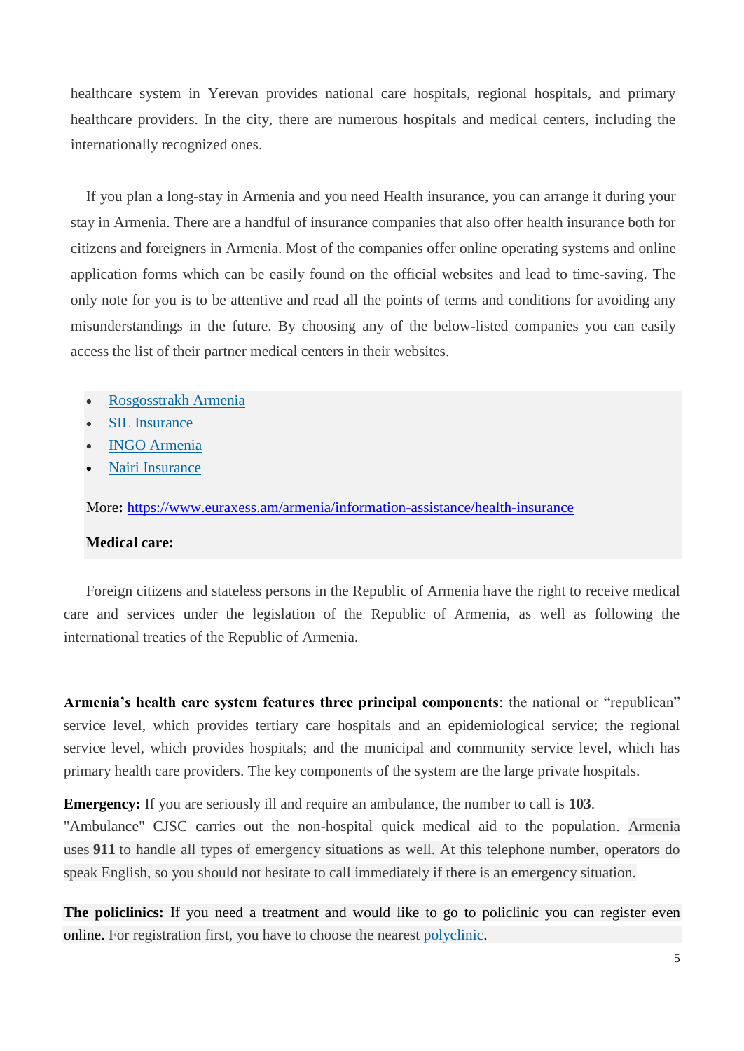healthcare system in Yerevan provides national care hospitals, regional hospitals, and primary healthcare providers. In the city, there are numerous hospitals and medical centers, including the internationally recognized ones.

If you plan a long-stay in Armenia and you need Health insurance, you can arrange it during your stay in Armenia. There are a handful of insurance companies that also offer health insurance both for citizens and foreigners in Armenia. Most of the companies offer online operating systems and online application forms which can be easily found on the official websites and lead to time-saving. The only note for you is to be attentive and read all the points of terms and conditions for avoiding any misunderstandings in the future. By choosing any of the below-listed companies you can easily access the list of their partner medical centers in their websites.

- Rosgosstrakh Armenia
- SIL Insurance
- INGO Armenia
- Nairi Insurance

More: https://www.euraxess.am/armenia/information-assistance/health-insurance

**Medical care:**

Foreign citizens and stateless persons in the Republic of Armenia have the right to receive medical care and services under the legislation of the Republic of Armenia, as well as following the international treaties of the Republic of Armenia.

**Armenia's health care system features three principal components**: the national or "republican" service level, which provides tertiary care hospitals and an epidemiological service; the regional service level, which provides hospitals; and the municipal and community service level, which has primary health care providers. The key components of the system are the large private hospitals.

**Emergency:** If you are seriously ill and require an ambulance, the number to call is **103**.
"Ambulance" CJSC carries out the non-hospital quick medical aid to the population. Armenia uses **911** to handle all types of emergency situations as well. At this telephone number, operators do speak English, so you should not hesitate to call immediately if there is an emergency situation.

**The policlinics:** If you need a treatment and would like to go to policlinic you can register even online. For registration first, you have to choose the nearest polyclinic.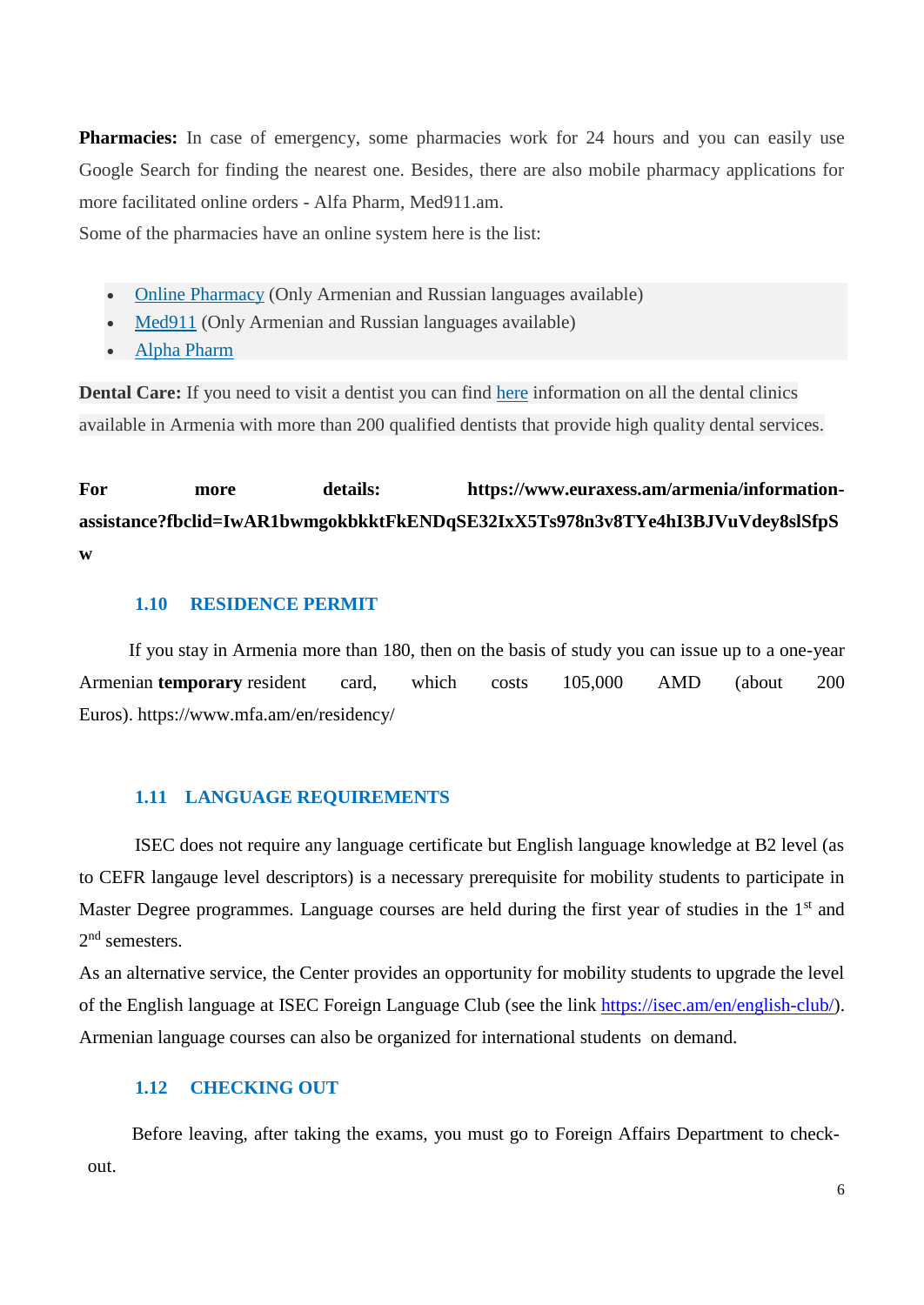**Pharmacies:** In case of emergency, some pharmacies work for 24 hours and you can easily use Google Search for finding the nearest one. Besides, there are also mobile pharmacy applications for more facilitated online orders - Alfa Pharm, Med911.am.
Some of the pharmacies have an online system here is the list:

- Online Pharmacy (Only Armenian and Russian languages available)
- Med911 (Only Armenian and Russian languages available)
- Alpha Pharm

**Dental Care:** If you need to visit a dentist you can find here information on all the dental clinics available in Armenia with more than 200 qualified dentists that provide high quality dental services.

**For more details: https://www.euraxess.am/armenia/information-assistance?fbclid=IwAR1bwmgokbkktFkENDqSE32IxX5Ts978n3v8TYe4hI3BJVuVdey8slSfpSw**

### 1.10 RESIDENCE PERMIT

If you stay in Armenia more than 180, then on the basis of study you can issue up to a one-year Armenian **temporary** resident card, which costs 105,000 AMD (about 200 Euros). https://www.mfa.am/en/residency/

### 1.11 LANGUAGE REQUIREMENTS

ISEC does not require any language certificate but English language knowledge at B2 level (as to CEFR langauge level descriptors) is a necessary prerequisite for mobility students to participate in Master Degree programmes. Language courses are held during the first year of studies in the 1st and 2nd semesters.
As an alternative service, the Center provides an opportunity for mobility students to upgrade the level of the English language at ISEC Foreign Language Club (see the link https://isec.am/en/english-club/). Armenian language courses can also be organized for international students on demand.

### 1.12 CHECKING OUT

Before leaving, after taking the exams, you must go to Foreign Affairs Department to check-out.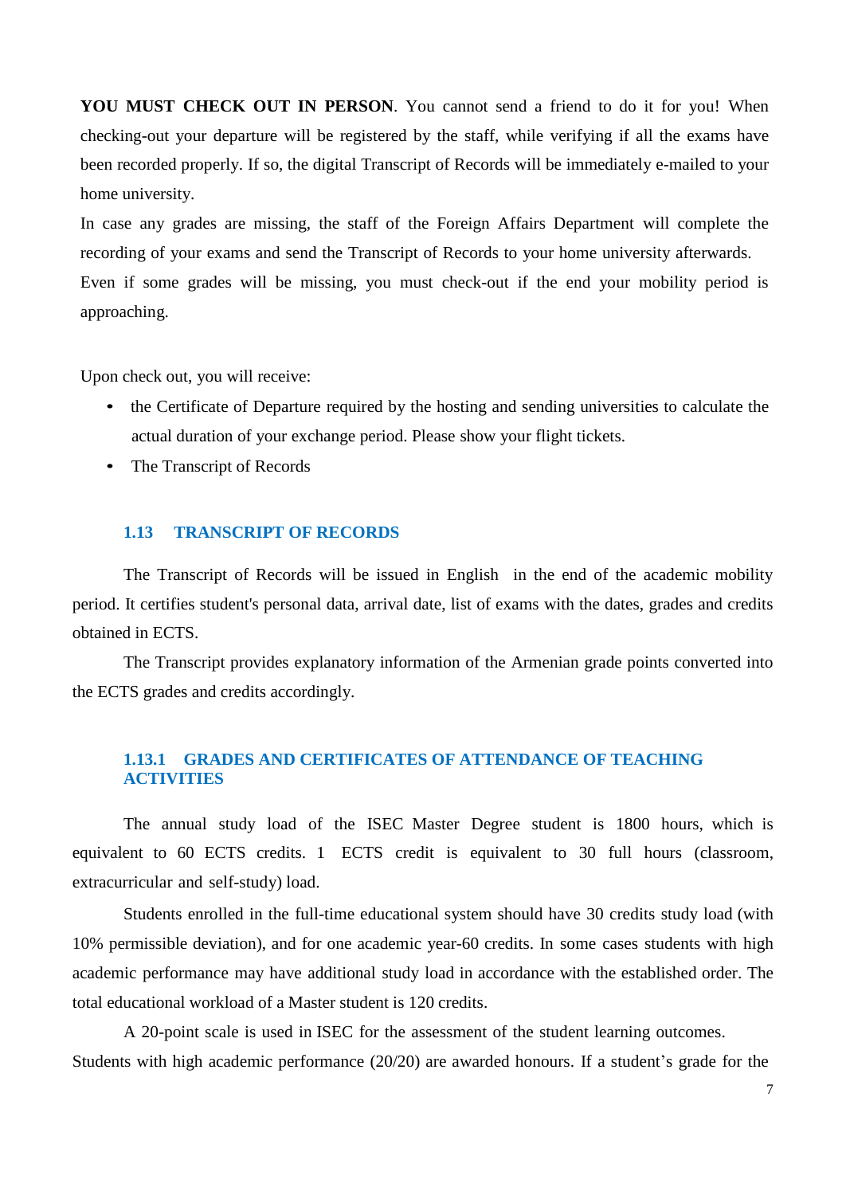**YOU MUST CHECK OUT IN PERSON**. You cannot send a friend to do it for you! When checking-out your departure will be registered by the staff, while verifying if all the exams have been recorded properly. If so, the digital Transcript of Records will be immediately e-mailed to your home university.
In case any grades are missing, the staff of the Foreign Affairs Department will complete the recording of your exams and send the Transcript of Records to your home university afterwards.
Even if some grades will be missing, you must check-out if the end your mobility period is approaching.

Upon check out, you will receive:

- the Certificate of Departure required by the hosting and sending universities to calculate the actual duration of your exchange period. Please show your flight tickets.
- The Transcript of Records

### 1.13 TRANSCRIPT OF RECORDS

The Transcript of Records will be issued in English in the end of the academic mobility period. It certifies student's personal data, arrival date, list of exams with the dates, grades and credits obtained in ECTS.

The Transcript provides explanatory information of the Armenian grade points converted into the ECTS grades and credits accordingly.

#### 1.13.1 GRADES AND CERTIFICATES OF ATTENDANCE OF TEACHING ACTIVITIES

The annual study load of the ISEC Master Degree student is 1800 hours, which is equivalent to 60 ECTS credits. 1 ECTS credit is equivalent to 30 full hours (classroom, extracurricular and self-study) load.

Students enrolled in the full-time educational system should have 30 credits study load (with 10% permissible deviation), and for one academic year-60 credits. In some cases students with high academic performance may have additional study load in accordance with the established order. The total educational workload of a Master student is 120 credits.

A 20-point scale is used in ISEC for the assessment of the student learning outcomes.
Students with high academic performance (20/20) are awarded honours. If a student's grade for the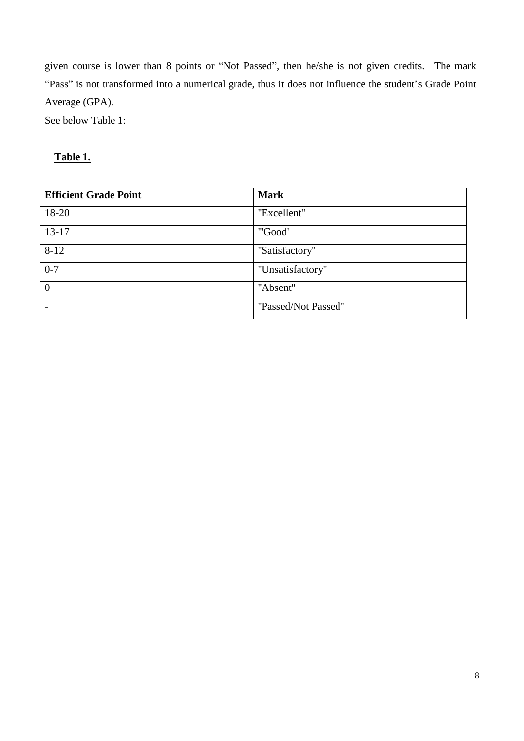given course is lower than 8 points or “Not Passed”, then he/she is not given credits. The mark “Pass” is not transformed into a numerical grade, thus it does not influence the student’s Grade Point Average (GPA).

See below Table 1:

**Table 1.**

| **Efficient Grade Point** | **Mark** |
|---|---|
| 18-20 | "Excellent" |
| 13-17 | "'Good' |
| 8-12 | "Satisfactory" |
| 0-7 | "Unsatisfactory" |
| 0 | "Absent" |
| - | "Passed/Not Passed" |